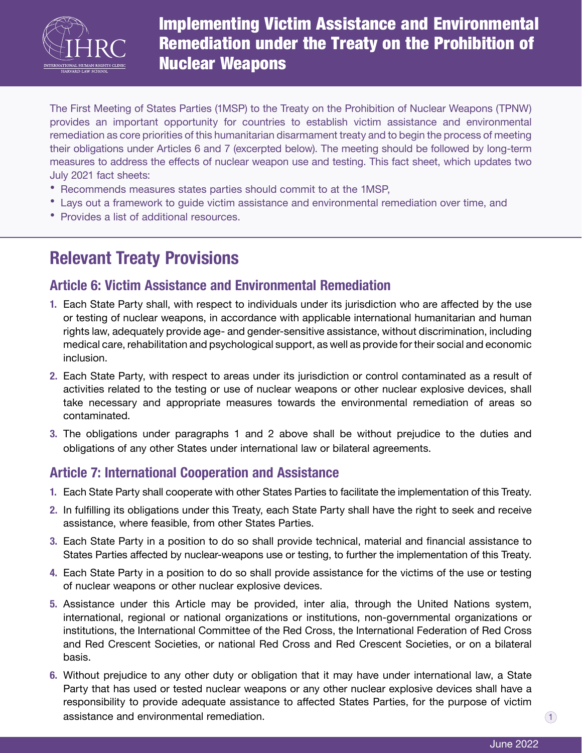# Implementing Victim Assistance and Environmental Remediation under the Treaty on the Prohibition of Nuclear Weapons

The First Meeting of States Parties (1MSP) to the Treaty on the Prohibition of Nuclear Weapons (TPNW) provides an important opportunity for countries to establish victim assistance and environmental remediation as core priorities of this humanitarian disarmament treaty and to begin the process of meeting their obligations under Articles 6 and 7 (excerpted below). The meeting should be followed by long-term measures to address the effects of nuclear weapon use and testing. This fact sheet, which updates two July 2021 fact sheets:

- Recommends measures states parties should commit to at the 1MSP,
- Lays out a framework to guide victim assistance and environmental remediation over time, and
- Provides a list of additional resources.

## Relevant Treaty Provisions

### Article 6: Victim Assistance and Environmental Remediation

1. Each State Party shall, with respect to individuals under its jurisdiction who are affected by the use or testing of nuclear weapons, in accordance with applicable international humanitarian and human rights law, adequately provide age- and gender-sensitive assistance, without discrimination, including medical care, rehabilitation and psychological support, as well as provide for their social and economic inclusion.
2. Each State Party, with respect to areas under its jurisdiction or control contaminated as a result of activities related to the testing or use of nuclear weapons or other nuclear explosive devices, shall take necessary and appropriate measures towards the environmental remediation of areas so contaminated.
3. The obligations under paragraphs 1 and 2 above shall be without prejudice to the duties and obligations of any other States under international law or bilateral agreements.

### Article 7: International Cooperation and Assistance

1. Each State Party shall cooperate with other States Parties to facilitate the implementation of this Treaty.
2. In fulfilling its obligations under this Treaty, each State Party shall have the right to seek and receive assistance, where feasible, from other States Parties.
3. Each State Party in a position to do so shall provide technical, material and financial assistance to States Parties affected by nuclear-weapons use or testing, to further the implementation of this Treaty.
4. Each State Party in a position to do so shall provide assistance for the victims of the use or testing of nuclear weapons or other nuclear explosive devices.
5. Assistance under this Article may be provided, inter alia, through the United Nations system, international, regional or national organizations or institutions, non-governmental organizations or institutions, the International Committee of the Red Cross, the International Federation of Red Cross and Red Crescent Societies, or national Red Cross and Red Crescent Societies, or on a bilateral basis.
6. Without prejudice to any other duty or obligation that it may have under international law, a State Party that has used or tested nuclear weapons or any other nuclear explosive devices shall have a responsibility to provide adequate assistance to affected States Parties, for the purpose of victim assistance and environmental remediation.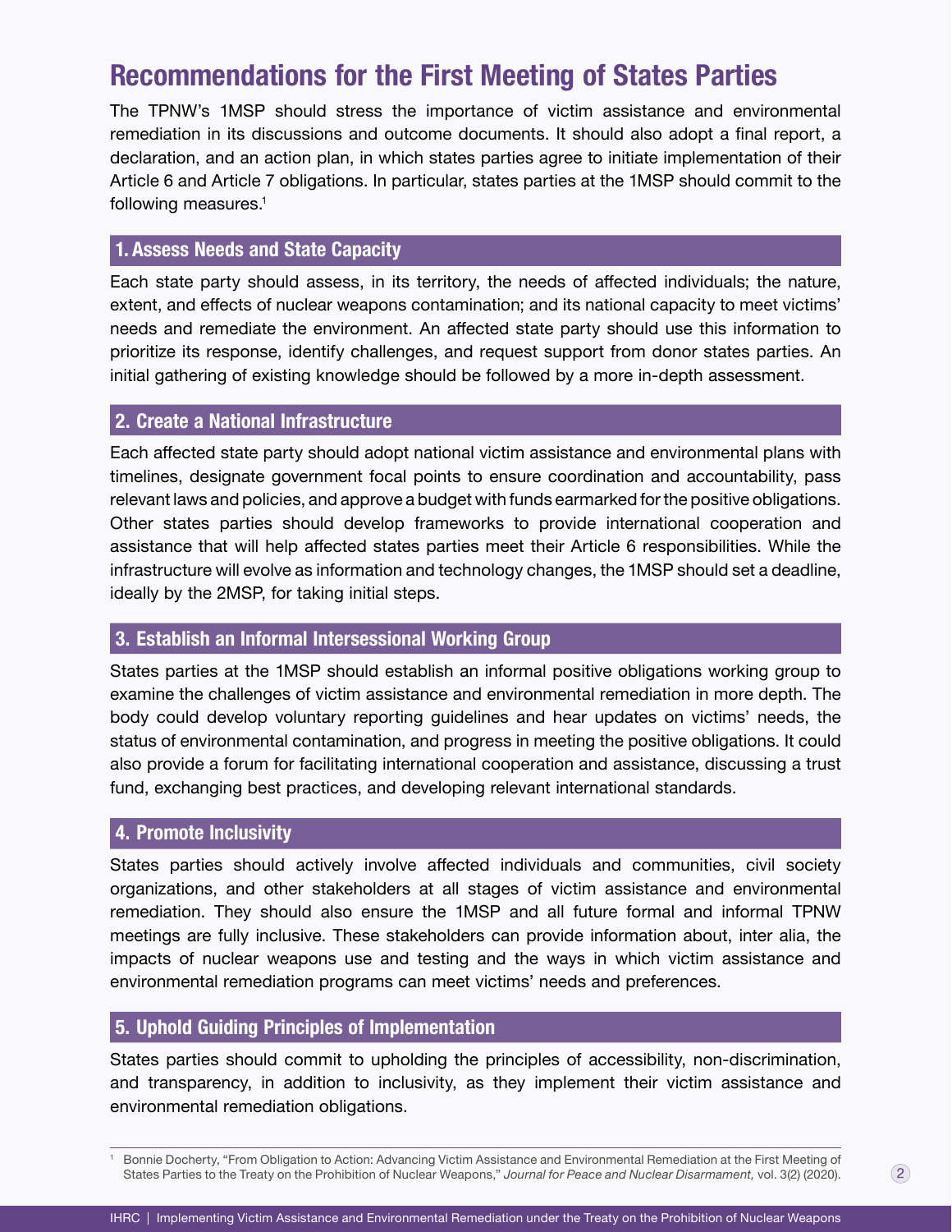# Recommendations for the First Meeting of States Parties

The TPNW's 1MSP should stress the importance of victim assistance and environmental remediation in its discussions and outcome documents. It should also adopt a final report, a declaration, and an action plan, in which states parties agree to initiate implementation of their Article 6 and Article 7 obligations. In particular, states parties at the 1MSP should commit to the following measures.[1]

## 1. Assess Needs and State Capacity

Each state party should assess, in its territory, the needs of affected individuals; the nature, extent, and effects of nuclear weapons contamination; and its national capacity to meet victims' needs and remediate the environment. An affected state party should use this information to prioritize its response, identify challenges, and request support from donor states parties. An initial gathering of existing knowledge should be followed by a more in-depth assessment.

## 2. Create a National Infrastructure

Each affected state party should adopt national victim assistance and environmental plans with timelines, designate government focal points to ensure coordination and accountability, pass relevant laws and policies, and approve a budget with funds earmarked for the positive obligations. Other states parties should develop frameworks to provide international cooperation and assistance that will help affected states parties meet their Article 6 responsibilities. While the infrastructure will evolve as information and technology changes, the 1MSP should set a deadline, ideally by the 2MSP, for taking initial steps.

## 3. Establish an Informal Intersessional Working Group

States parties at the 1MSP should establish an informal positive obligations working group to examine the challenges of victim assistance and environmental remediation in more depth. The body could develop voluntary reporting guidelines and hear updates on victims' needs, the status of environmental contamination, and progress in meeting the positive obligations. It could also provide a forum for facilitating international cooperation and assistance, discussing a trust fund, exchanging best practices, and developing relevant international standards.

## 4. Promote Inclusivity

States parties should actively involve affected individuals and communities, civil society organizations, and other stakeholders at all stages of victim assistance and environmental remediation. They should also ensure the 1MSP and all future formal and informal TPNW meetings are fully inclusive. These stakeholders can provide information about, inter alia, the impacts of nuclear weapons use and testing and the ways in which victim assistance and environmental remediation programs can meet victims' needs and preferences.

## 5. Uphold Guiding Principles of Implementation

States parties should commit to upholding the principles of accessibility, non-discrimination, and transparency, in addition to inclusivity, as they implement their victim assistance and environmental remediation obligations.

---

[1] Bonnie Docherty, "From Obligation to Action: Advancing Victim Assistance and Environmental Remediation at the First Meeting of States Parties to the Treaty on the Prohibition of Nuclear Weapons," *Journal for Peace and Nuclear Disarmament,* vol. 3(2) (2020).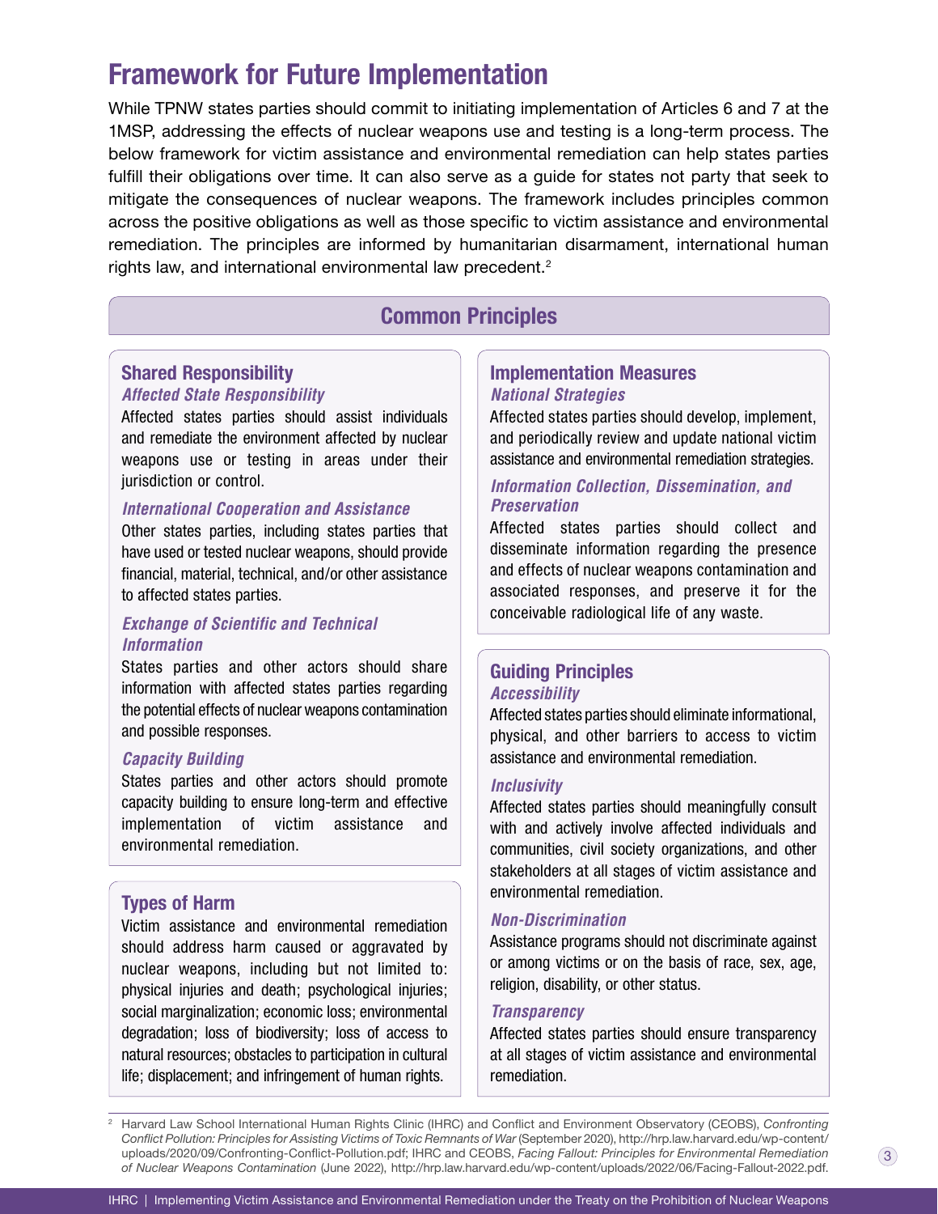# Framework for Future Implementation

While TPNW states parties should commit to initiating implementation of Articles 6 and 7 at the 1MSP, addressing the effects of nuclear weapons use and testing is a long-term process. The below framework for victim assistance and environmental remediation can help states parties fulfill their obligations over time. It can also serve as a guide for states not party that seek to mitigate the consequences of nuclear weapons. The framework includes principles common across the positive obligations as well as those specific to victim assistance and environmental remediation. The principles are informed by humanitarian disarmament, international human rights law, and international environmental law precedent.[2]

## Common Principles

### Shared Responsibility

#### *Affected State Responsibility*

Affected states parties should assist individuals and remediate the environment affected by nuclear weapons use or testing in areas under their jurisdiction or control.

#### *International Cooperation and Assistance*

Other states parties, including states parties that have used or tested nuclear weapons, should provide financial, material, technical, and/or other assistance to affected states parties.

#### *Exchange of Scientific and Technical Information*

States parties and other actors should share information with affected states parties regarding the potential effects of nuclear weapons contamination and possible responses.

#### *Capacity Building*

States parties and other actors should promote capacity building to ensure long-term and effective implementation of victim assistance and environmental remediation.

### Types of Harm

Victim assistance and environmental remediation should address harm caused or aggravated by nuclear weapons, including but not limited to: physical injuries and death; psychological injuries; social marginalization; economic loss; environmental degradation; loss of biodiversity; loss of access to natural resources; obstacles to participation in cultural life; displacement; and infringement of human rights.

### Implementation Measures

#### *National Strategies*

Affected states parties should develop, implement, and periodically review and update national victim assistance and environmental remediation strategies.

#### *Information Collection, Dissemination, and Preservation*

Affected states parties should collect and disseminate information regarding the presence and effects of nuclear weapons contamination and associated responses, and preserve it for the conceivable radiological life of any waste.

### Guiding Principles

#### *Accessibility*

Affected states parties should eliminate informational, physical, and other barriers to access to victim assistance and environmental remediation.

#### *Inclusivity*

Affected states parties should meaningfully consult with and actively involve affected individuals and communities, civil society organizations, and other stakeholders at all stages of victim assistance and environmental remediation.

#### *Non-Discrimination*

Assistance programs should not discriminate against or among victims or on the basis of race, sex, age, religion, disability, or other status.

#### *Transparency*

Affected states parties should ensure transparency at all stages of victim assistance and environmental remediation.

---

[2] Harvard Law School International Human Rights Clinic (IHRC) and Conflict and Environment Observatory (CEOBS), *Confronting Conflict Pollution: Principles for Assisting Victims of Toxic Remnants of War* (September 2020), http://hrp.law.harvard.edu/wp-content/uploads/2020/09/Confronting-Conflict-Pollution.pdf; IHRC and CEOBS, *Facing Fallout: Principles for Environmental Remediation of Nuclear Weapons Contamination* (June 2022), http://hrp.law.harvard.edu/wp-content/uploads/2022/06/Facing-Fallout-2022.pdf.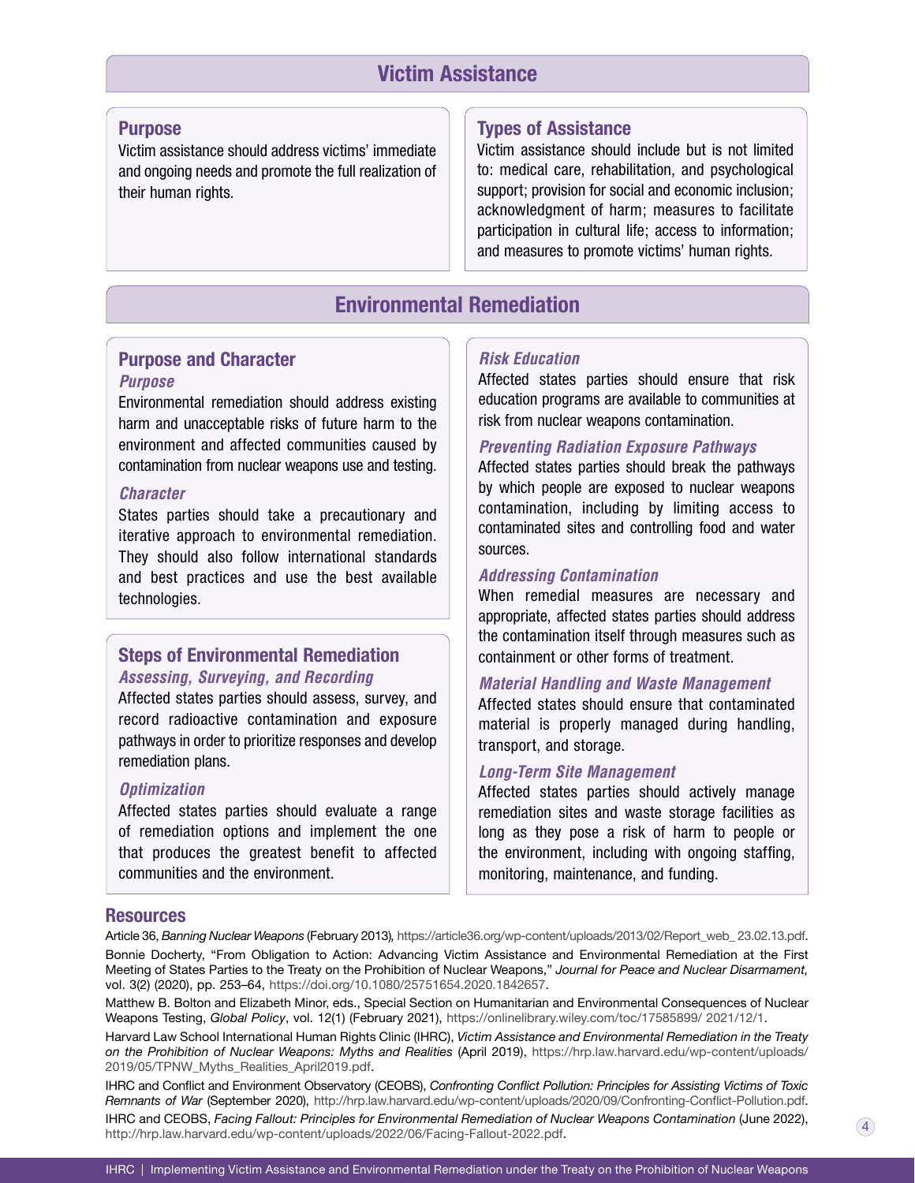## Victim Assistance

### Purpose

Victim assistance should address victims' immediate and ongoing needs and promote the full realization of their human rights.

### Types of Assistance

Victim assistance should include but is not limited to: medical care, rehabilitation, and psychological support; provision for social and economic inclusion; acknowledgment of harm; measures to facilitate participation in cultural life; access to information; and measures to promote victims' human rights.

## Environmental Remediation

### Purpose and Character

#### *Purpose*

Environmental remediation should address existing harm and unacceptable risks of future harm to the environment and affected communities caused by contamination from nuclear weapons use and testing.

#### *Character*

States parties should take a precautionary and iterative approach to environmental remediation. They should also follow international standards and best practices and use the best available technologies.

### Steps of Environmental Remediation

#### *Assessing, Surveying, and Recording*

Affected states parties should assess, survey, and record radioactive contamination and exposure pathways in order to prioritize responses and develop remediation plans.

#### *Optimization*

Affected states parties should evaluate a range of remediation options and implement the one that produces the greatest benefit to affected communities and the environment.

#### *Risk Education*

Affected states parties should ensure that risk education programs are available to communities at risk from nuclear weapons contamination.

#### *Preventing Radiation Exposure Pathways*

Affected states parties should break the pathways by which people are exposed to nuclear weapons contamination, including by limiting access to contaminated sites and controlling food and water sources.

#### *Addressing Contamination*

When remedial measures are necessary and appropriate, affected states parties should address the contamination itself through measures such as containment or other forms of treatment.

#### *Material Handling and Waste Management*

Affected states should ensure that contaminated material is properly managed during handling, transport, and storage.

#### *Long-Term Site Management*

Affected states parties should actively manage remediation sites and waste storage facilities as long as they pose a risk of harm to people or the environment, including with ongoing staffing, monitoring, maintenance, and funding.

## Resources

Article 36, *Banning Nuclear Weapons* (February 2013), https://article36.org/wp-content/uploads/2013/02/Report_web_23.02.13.pdf.

Bonnie Docherty, "From Obligation to Action: Advancing Victim Assistance and Environmental Remediation at the First Meeting of States Parties to the Treaty on the Prohibition of Nuclear Weapons," *Journal for Peace and Nuclear Disarmament,* vol. 3(2) (2020), pp. 253–64, https://doi.org/10.1080/25751654.2020.1842657.

Matthew B. Bolton and Elizabeth Minor, eds., Special Section on Humanitarian and Environmental Consequences of Nuclear Weapons Testing, *Global Policy*, vol. 12(1) (February 2021), https://onlinelibrary.wiley.com/toc/17585899/2021/12/1.

Harvard Law School International Human Rights Clinic (IHRC), *Victim Assistance and Environmental Remediation in the Treaty on the Prohibition of Nuclear Weapons: Myths and Realities* (April 2019), https://hrp.law.harvard.edu/wp-content/uploads/2019/05/TPNW_Myths_Realities_April2019.pdf.

IHRC and Conflict and Environment Observatory (CEOBS), *Confronting Conflict Pollution: Principles for Assisting Victims of Toxic Remnants of War* (September 2020), http://hrp.law.harvard.edu/wp-content/uploads/2020/09/Confronting-Conflict-Pollution.pdf.

IHRC and CEOBS, *Facing Fallout: Principles for Environmental Remediation of Nuclear Weapons Contamination* (June 2022), http://hrp.law.harvard.edu/wp-content/uploads/2022/06/Facing-Fallout-2022.pdf.